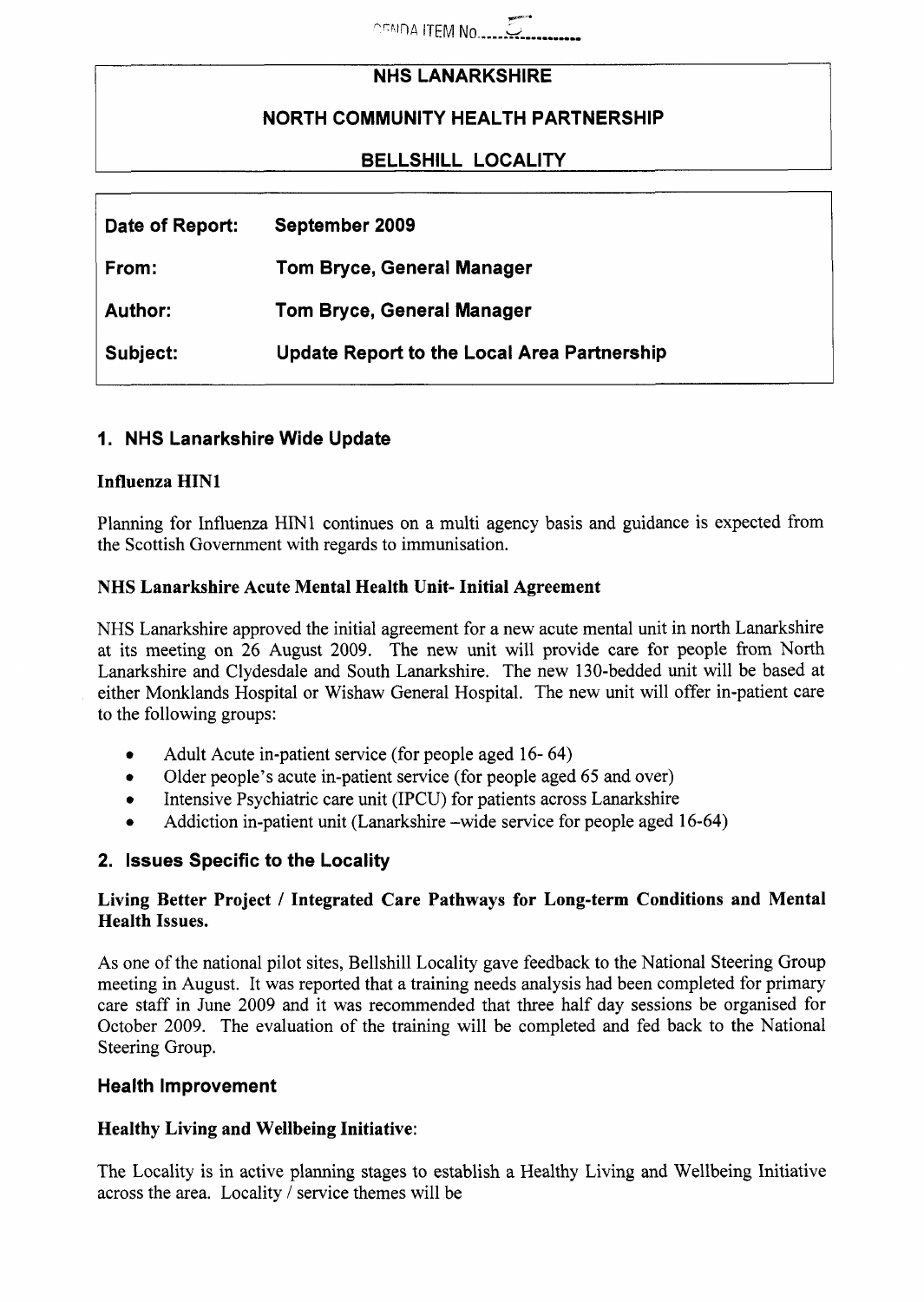AGENDA ITEM No. 5

**NHS LANARKSHIRE**

**NORTH COMMUNITY HEALTH PARTNERSHIP**

**BELLSHILL LOCALITY**

| | |
|---|---|
| **Date of Report:** | **September 2009** |
| **From:** | **Tom Bryce, General Manager** |
| **Author:** | **Tom Bryce, General Manager** |
| **Subject:** | **Update Report to the Local Area Partnership** |

## 1. NHS Lanarkshire Wide Update

### Influenza HIN1

Planning for Influenza HIN1 continues on a multi agency basis and guidance is expected from the Scottish Government with regards to immunisation.

### NHS Lanarkshire Acute Mental Health Unit- Initial Agreement

NHS Lanarkshire approved the initial agreement for a new acute mental unit in north Lanarkshire at its meeting on 26 August 2009. The new unit will provide care for people from North Lanarkshire and Clydesdale and South Lanarkshire. The new 130-bedded unit will be based at either Monklands Hospital or Wishaw General Hospital. The new unit will offer in-patient care to the following groups:

- Adult Acute in-patient service (for people aged 16- 64)
- Older people's acute in-patient service (for people aged 65 and over)
- Intensive Psychiatric care unit (IPCU) for patients across Lanarkshire
- Addiction in-patient unit (Lanarkshire –wide service for people aged 16-64)

## 2. Issues Specific to the Locality

### Living Better Project / Integrated Care Pathways for Long-term Conditions and Mental Health Issues.

As one of the national pilot sites, Bellshill Locality gave feedback to the National Steering Group meeting in August. It was reported that a training needs analysis had been completed for primary care staff in June 2009 and it was recommended that three half day sessions be organised for October 2009. The evaluation of the training will be completed and fed back to the National Steering Group.

## Health Improvement

### Healthy Living and Wellbeing Initiative:

The Locality is in active planning stages to establish a Healthy Living and Wellbeing Initiative across the area. Locality / service themes will be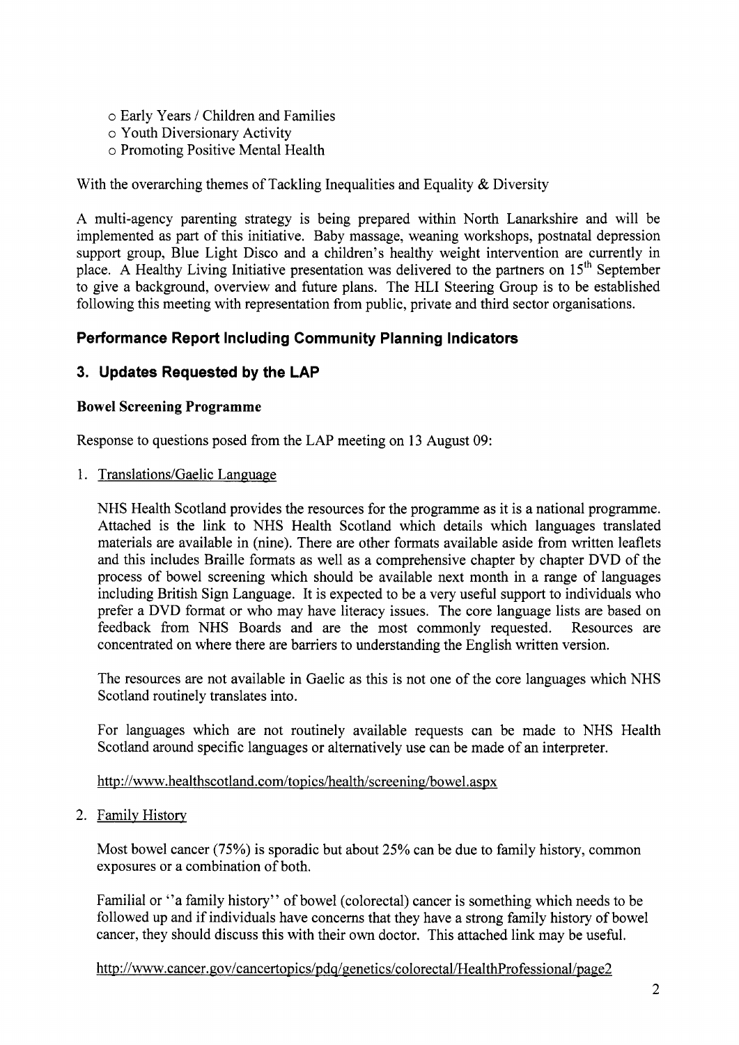- Early Years / Children and Families
- Youth Diversionary Activity
- Promoting Positive Mental Health

With the overarching themes of Tackling Inequalities and Equality & Diversity

A multi-agency parenting strategy is being prepared within North Lanarkshire and will be implemented as part of this initiative. Baby massage, weaning workshops, postnatal depression support group, Blue Light Disco and a children's healthy weight intervention are currently in place. A Healthy Living Initiative presentation was delivered to the partners on 15th September to give a background, overview and future plans. The HLI Steering Group is to be established following this meeting with representation from public, private and third sector organisations.

## Performance Report Including Community Planning Indicators

## 3. Updates Requested by the LAP

### Bowel Screening Programme

Response to questions posed from the LAP meeting on 13 August 09:

1. Translations/Gaelic Language

   NHS Health Scotland provides the resources for the programme as it is a national programme. Attached is the link to NHS Health Scotland which details which languages translated materials are available in (nine). There are other formats available aside from written leaflets and this includes Braille formats as well as a comprehensive chapter by chapter DVD of the process of bowel screening which should be available next month in a range of languages including British Sign Language. It is expected to be a very useful support to individuals who prefer a DVD format or who may have literacy issues. The core language lists are based on feedback from NHS Boards and are the most commonly requested. Resources are concentrated on where there are barriers to understanding the English written version.

   The resources are not available in Gaelic as this is not one of the core languages which NHS Scotland routinely translates into.

   For languages which are not routinely available requests can be made to NHS Health Scotland around specific languages or alternatively use can be made of an interpreter.

   http://www.healthscotland.com/topics/health/screening/bowel.aspx

2. Family History

   Most bowel cancer (75%) is sporadic but about 25% can be due to family history, common exposures or a combination of both.

   Familial or ''a family history'' of bowel (colorectal) cancer is something which needs to be followed up and if individuals have concerns that they have a strong family history of bowel cancer, they should discuss this with their own doctor. This attached link may be useful.

   http://www.cancer.gov/cancertopics/pdq/genetics/colorectal/HealthProfessional/page2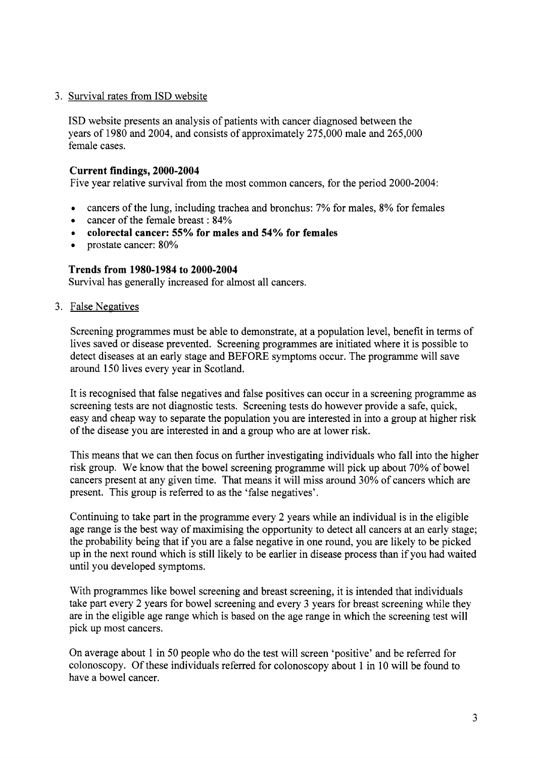3. Survival rates from ISD website

ISD website presents an analysis of patients with cancer diagnosed between the years of 1980 and 2004, and consists of approximately 275,000 male and 265,000 female cases.

**Current findings, 2000-2004**

Five year relative survival from the most common cancers, for the period 2000-2004:

- cancers of the lung, including trachea and bronchus: 7% for males, 8% for females
- cancer of the female breast : 84%
- **colorectal cancer: 55% for males and 54% for females**
- prostate cancer: 80%

**Trends from 1980-1984 to 2000-2004**

Survival has generally increased for almost all cancers.

3. False Negatives

Screening programmes must be able to demonstrate, at a population level, benefit in terms of lives saved or disease prevented. Screening programmes are initiated where it is possible to detect diseases at an early stage and BEFORE symptoms occur. The programme will save around 150 lives every year in Scotland.

It is recognised that false negatives and false positives can occur in a screening programme as screening tests are not diagnostic tests. Screening tests do however provide a safe, quick, easy and cheap way to separate the population you are interested in into a group at higher risk of the disease you are interested in and a group who are at lower risk.

This means that we can then focus on further investigating individuals who fall into the higher risk group. We know that the bowel screening programme will pick up about 70% of bowel cancers present at any given time. That means it will miss around 30% of cancers which are present. This group is referred to as the 'false negatives'.

Continuing to take part in the programme every 2 years while an individual is in the eligible age range is the best way of maximising the opportunity to detect all cancers at an early stage; the probability being that if you are a false negative in one round, you are likely to be picked up in the next round which is still likely to be earlier in disease process than if you had waited until you developed symptoms.

With programmes like bowel screening and breast screening, it is intended that individuals take part every 2 years for bowel screening and every 3 years for breast screening while they are in the eligible age range which is based on the age range in which the screening test will pick up most cancers.

On average about 1 in 50 people who do the test will screen 'positive' and be referred for colonoscopy. Of these individuals referred for colonoscopy about 1 in 10 will be found to have a bowel cancer.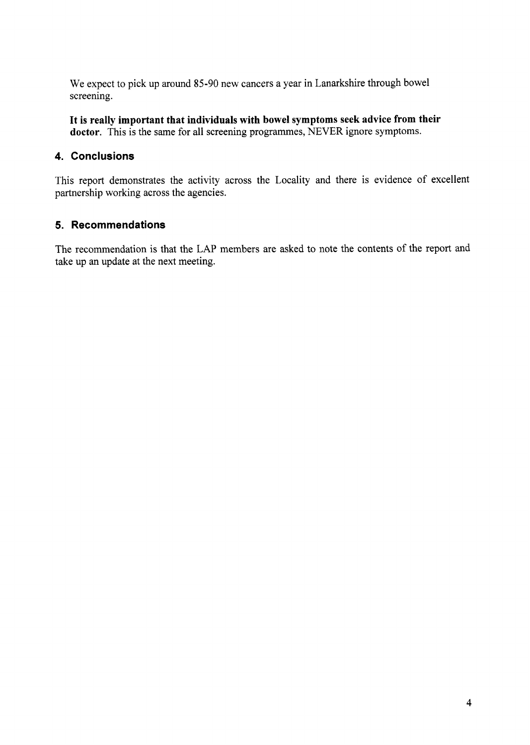We expect to pick up around 85-90 new cancers a year in Lanarkshire through bowel screening.

**It is really important that individuals with bowel symptoms seek advice from their doctor**. This is the same for all screening programmes, NEVER ignore symptoms.

## 4. Conclusions

This report demonstrates the activity across the Locality and there is evidence of excellent partnership working across the agencies.

## 5. Recommendations

The recommendation is that the LAP members are asked to note the contents of the report and take up an update at the next meeting.